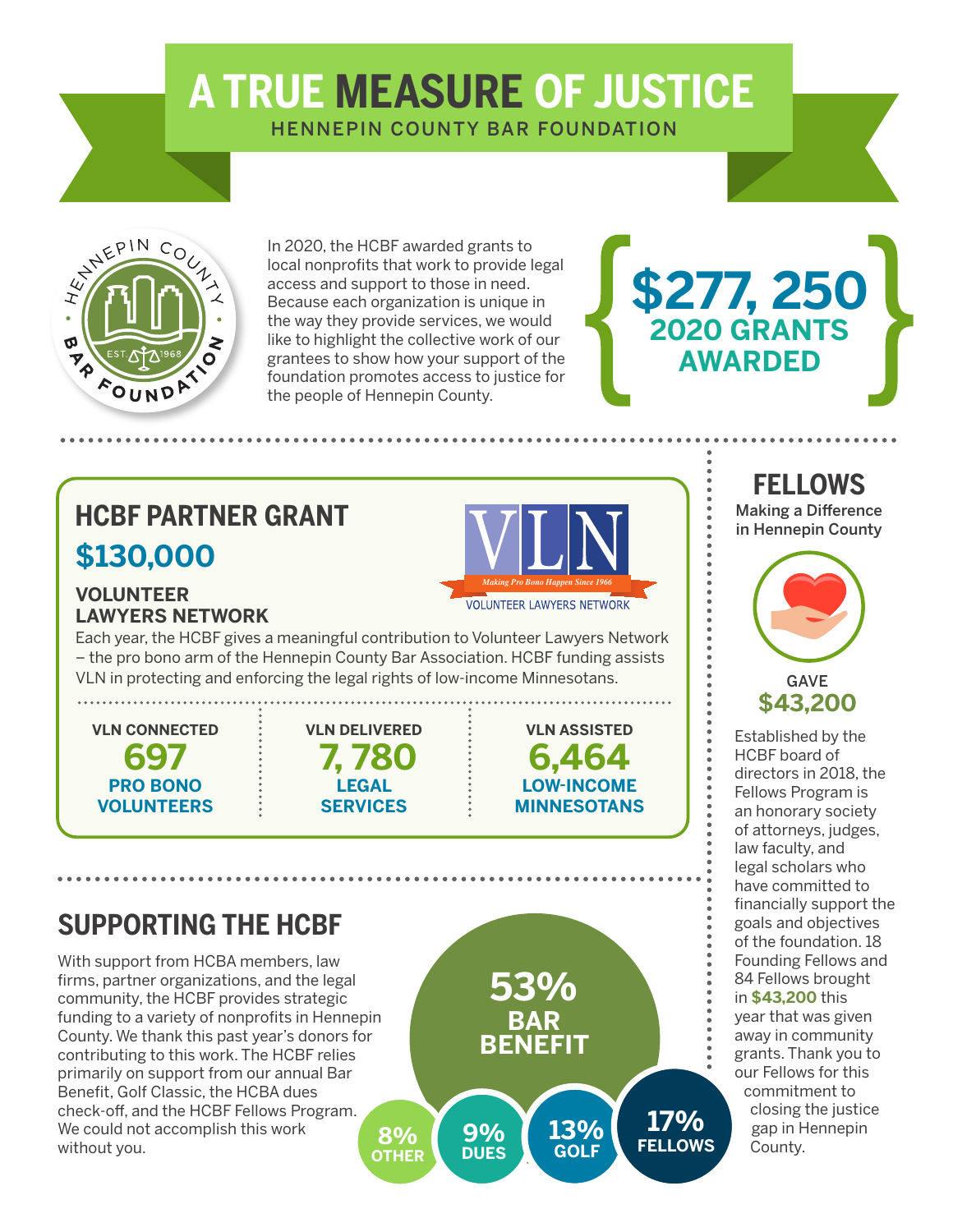# A TRUE MEASURE OF JUSTICE

HENNEPIN COUNTY BAR FOUNDATION

In 2020, the HCBF awarded grants to local nonprofits that work to provide legal access and support to those in need. Because each organization is unique in the way they provide services, we would like to highlight the collective work of our grantees to show how your support of the foundation promotes access to justice for the people of Hennepin County.

**$277, 250**
**2020 GRANTS AWARDED**

## HCBF PARTNER GRANT

**$130,000**

### VOLUNTEER LAWYERS NETWORK

Each year, the HCBF gives a meaningful contribution to Volunteer Lawyers Network – the pro bono arm of the Hennepin County Bar Association. HCBF funding assists VLN in protecting and enforcing the legal rights of low-income Minnesotans.

| VLN CONNECTED | VLN DELIVERED | VLN ASSISTED |
|---|---|---|
| **697** PRO BONO VOLUNTEERS | **7, 780** LEGAL SERVICES | **6,464** LOW-INCOME MINNESOTANS |

## SUPPORTING THE HCBF

With support from HCBA members, law firms, partner organizations, and the legal community, the HCBF provides strategic funding to a variety of nonprofits in Hennepin County. We thank this past year's donors for contributing to this work. The HCBF relies primarily on support from our annual Bar Benefit, Golf Classic, the HCBA dues check-off, and the HCBF Fellows Program. We could not accomplish this work without you.

- 53% BAR BENEFIT
- 17% FELLOWS
- 13% GOLF
- 9% DUES
- 8% OTHER

## FELLOWS

Making a Difference in Hennepin County

GAVE **$43,200**

Established by the HCBF board of directors in 2018, the Fellows Program is an honorary society of attorneys, judges, law faculty, and legal scholars who have committed to financially support the goals and objectives of the foundation. 18 Founding Fellows and 84 Fellows brought in **$43,200** this year that was given away in community grants. Thank you to our Fellows for this commitment to closing the justice gap in Hennepin County.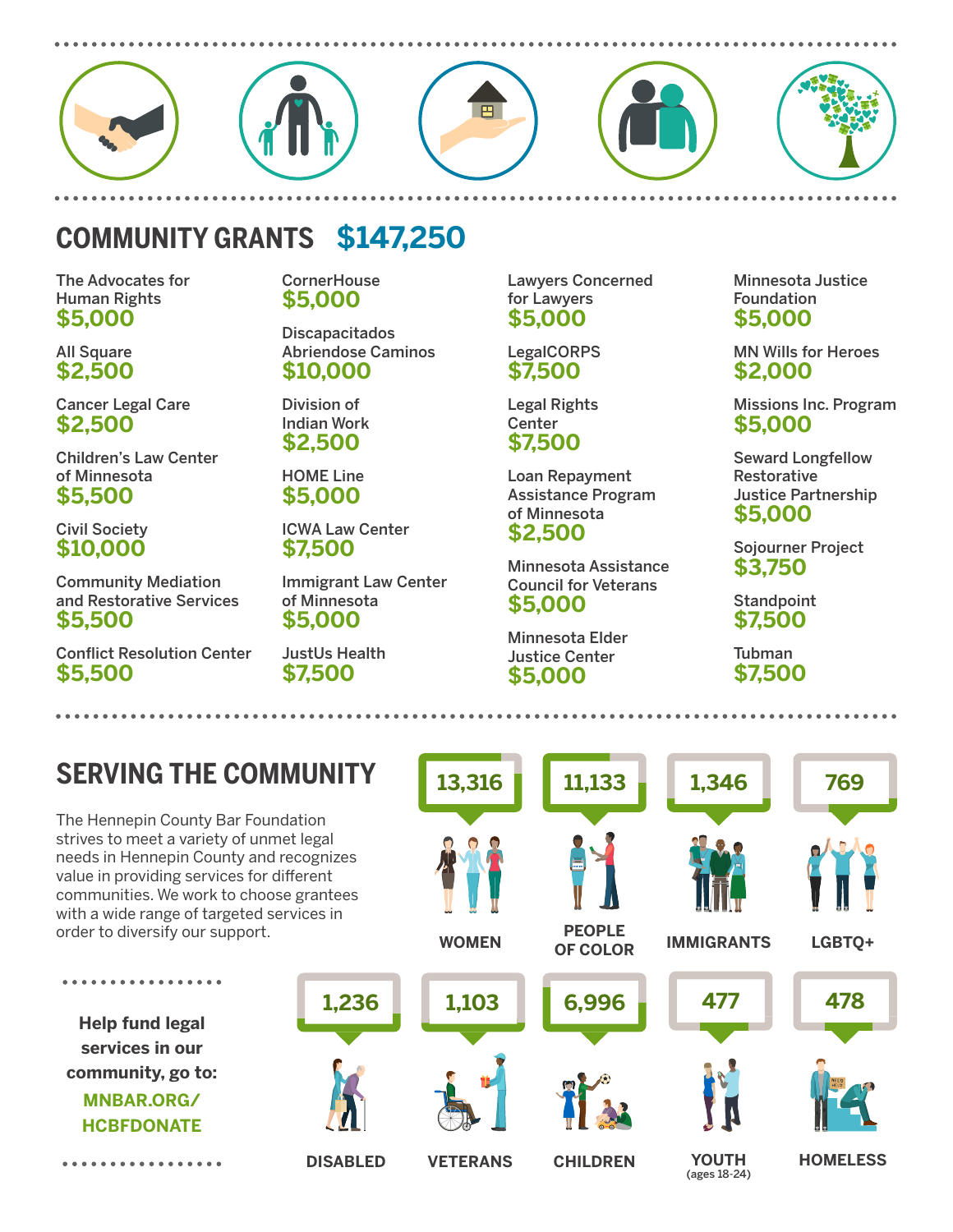## COMMUNITY GRANTS $147,250

The Advocates for Human Rights
**$5,000**

All Square
**$2,500**

Cancer Legal Care
**$2,500**

Children's Law Center of Minnesota
**$5,500**

Civil Society
**$10,000**

Community Mediation and Restorative Services
**$5,500**

Conflict Resolution Center
**$5,500**

CornerHouse
**$5,000**

Discapacitados Abriendose Caminos
**$10,000**

Division of Indian Work
**$2,500**

HOME Line
**$5,000**

ICWA Law Center
**$7,500**

Immigrant Law Center of Minnesota
**$5,000**

JustUs Health
**$7,500**

Lawyers Concerned for Lawyers
**$5,000**

LegalCORPS
**$7,500**

Legal Rights Center
**$7,500**

Loan Repayment Assistance Program of Minnesota
**$2,500**

Minnesota Assistance Council for Veterans
**$5,000**

Minnesota Elder Justice Center
**$5,000**

Minnesota Justice Foundation
**$5,000**

MN Wills for Heroes
**$2,000**

Missions Inc. Program
**$5,000**

Seward Longfellow Restorative Justice Partnership
**$5,000**

Sojourner Project
**$3,750**

Standpoint
**$7,500**

Tubman
**$7,500**

## SERVING THE COMMUNITY

The Hennepin County Bar Foundation strives to meet a variety of unmet legal needs in Hennepin County and recognizes value in providing services for different communities. We work to choose grantees with a wide range of targeted services in order to diversify our support.

13,316
WOMEN

11,133
PEOPLE OF COLOR

1,346
IMMIGRANTS

769
LGBTQ+

1,236
DISABLED

1,103
VETERANS

6,996
CHILDREN

477
YOUTH
(ages 18-24)

478
HOMELESS

**Help fund legal services in our community, go to:**

**MNBAR.ORG/ HCBFDONATE**